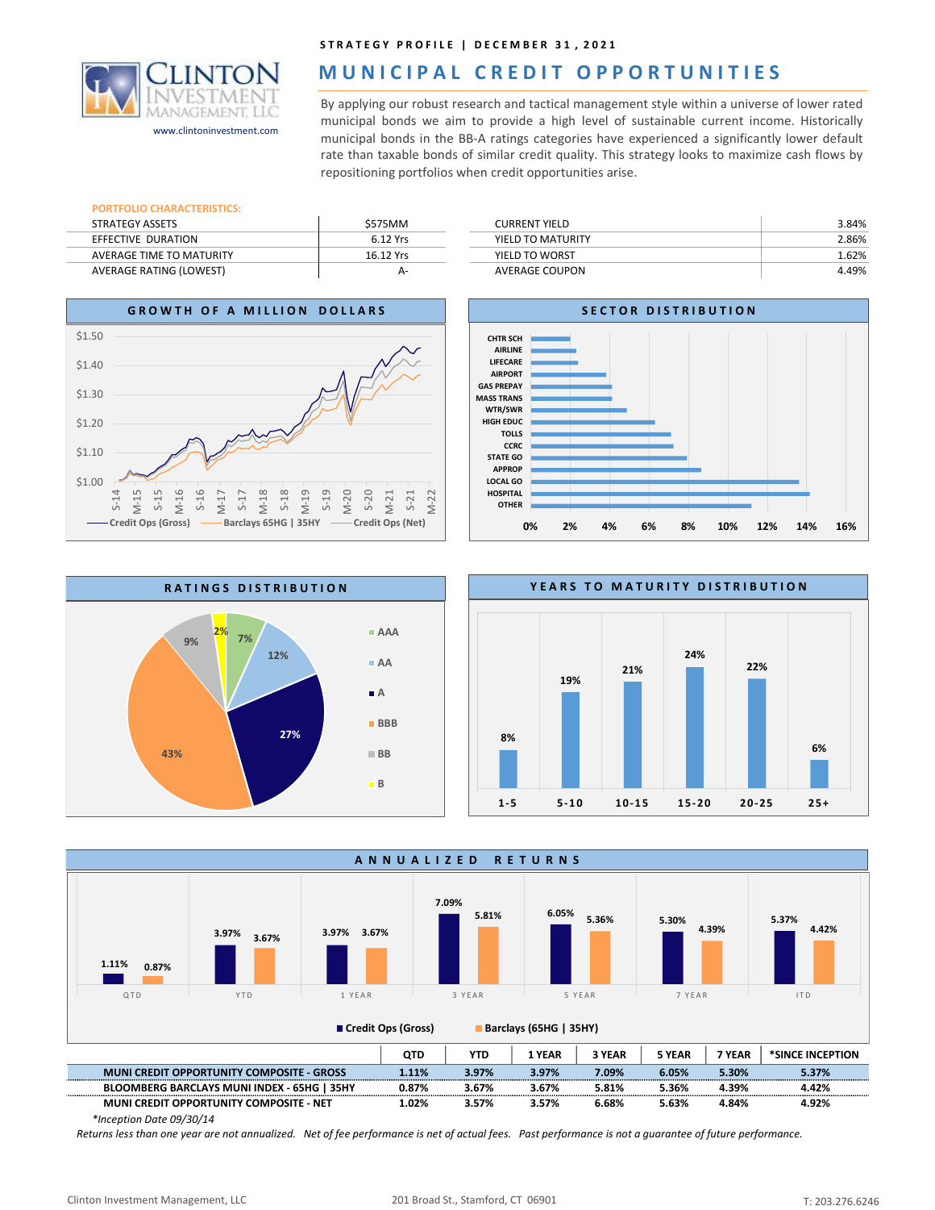STRATEGY PROFILE | DECEMBER 31, 2021

# MUNICIPAL CREDIT OPPORTUNITIES

Clinton Investment Management, LLC
www.clintoninvestment.com

By applying our robust research and tactical management style within a universe of lower rated municipal bonds we aim to provide a high level of sustainable current income. Historically municipal bonds in the BB-A ratings categories have experienced a significantly lower default rate than taxable bonds of similar credit quality. This strategy looks to maximize cash flows by repositioning portfolios when credit opportunities arise.

**PORTFOLIO CHARACTERISTICS:**

| | |
|---|---|
| STRATEGY ASSETS | $575MM |
| EFFECTIVE DURATION | 6.12 Yrs |
| AVERAGE TIME TO MATURITY | 16.12 Yrs |
| AVERAGE RATING (LOWEST) | A- |

| | |
|---|---|
| CURRENT YIELD | 3.84% |
| YIELD TO MATURITY | 2.86% |
| YIELD TO WORST | 1.62% |
| AVERAGE COUPON | 4.49% |

## GROWTH OF A MILLION DOLLARS

Credit Ops (Gross) — Barclays 65HG | 35HY — Credit Ops (Net)

## SECTOR DISTRIBUTION

CHTR SCH, AIRLINE, LIFECARE, AIRPORT, GAS PREPAY, MASS TRANS, WTR/SWR, HIGH EDUC, TOLLS, CCRC, STATE GO, APPROP, LOCAL GO, HOSPITAL, OTHER

## RATINGS DISTRIBUTION

| Rating | % |
|---|---|
| AAA | 7% |
| AA | 12% |
| A | 27% |
| BBB | 43% |
| BB | 9% |
| B | 2% |

## YEARS TO MATURITY DISTRIBUTION

| 1-5 | 5-10 | 10-15 | 15-20 | 20-25 | 25+ |
|---|---|---|---|---|---|
| 8% | 19% | 21% | 24% | 22% | 6% |

## ANNUALIZED RETURNS

| | QTD | YTD | 1 YEAR | 3 YEAR | 5 YEAR | 7 YEAR | *SINCE INCEPTION |
|---|---|---|---|---|---|---|---|
| MUNI CREDIT OPPORTUNITY COMPOSITE - GROSS | 1.11% | 3.97% | 3.97% | 7.09% | 6.05% | 5.30% | 5.37% |
| BLOOMBERG BARCLAYS MUNI INDEX - 65HG \| 35HY | 0.87% | 3.67% | 3.67% | 5.81% | 5.36% | 4.39% | 4.42% |
| MUNI CREDIT OPPORTUNITY COMPOSITE - NET | 1.02% | 3.57% | 3.57% | 6.68% | 5.63% | 4.84% | 4.92% |

*Inception Date 09/30/14

*Returns less than one year are not annualized. Net of fee performance is net of actual fees. Past performance is not a guarantee of future performance.*

Clinton Investment Management, LLC — 201 Broad St., Stamford, CT 06901 — T: 203.276.6246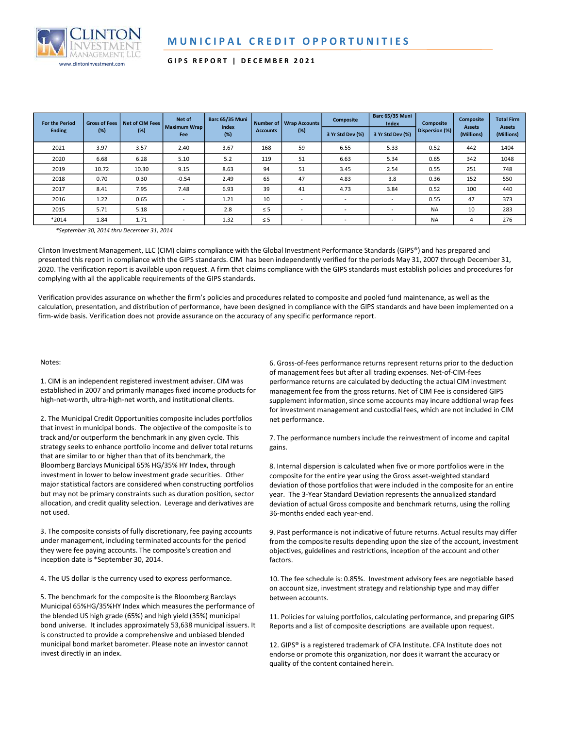# MUNICIPAL CREDIT OPPORTUNITIES

**GIPS REPORT | DECEMBER 2021**

| For the Period Ending | Gross of Fees (%) | Net of CIM Fees (%) | Net of Maximum Wrap Fee | Barc 65/35 Muni Index (%) | Number of Accounts | Wrap Accounts (%) | Composite | Barc 65/35 Muni Index | Composite Dispersion (%) | Composite Assets (Millions) | Total Firm Assets (Millions) |
|---|---|---|---|---|---|---|---|---|---|---|---|
| | | | | | | | 3 Yr Std Dev (%) | 3 Yr Std Dev (%) | | | |
| 2021 | 3.97 | 3.57 | 2.40 | 3.67 | 168 | 59 | 6.55 | 5.33 | 0.52 | 442 | 1404 |
| 2020 | 6.68 | 6.28 | 5.10 | 5.2 | 119 | 51 | 6.63 | 5.34 | 0.65 | 342 | 1048 |
| 2019 | 10.72 | 10.30 | 9.15 | 8.63 | 94 | 51 | 3.45 | 2.54 | 0.55 | 251 | 748 |
| 2018 | 0.70 | 0.30 | -0.54 | 2.49 | 65 | 47 | 4.83 | 3.8 | 0.36 | 152 | 550 |
| 2017 | 8.41 | 7.95 | 7.48 | 6.93 | 39 | 41 | 4.73 | 3.84 | 0.52 | 100 | 440 |
| 2016 | 1.22 | 0.65 | - | 1.21 | 10 | - | - | - | 0.55 | 47 | 373 |
| 2015 | 5.71 | 5.18 | - | 2.8 | ≤ 5 | - | - | - | NA | 10 | 283 |
| *2014 | 1.84 | 1.71 | - | 1.32 | ≤ 5 | - | - | - | NA | 4 | 276 |

*\*September 30, 2014 thru December 31, 2014*

Clinton Investment Management, LLC (CIM) claims compliance with the Global Investment Performance Standards (GIPS®) and has prepared and presented this report in compliance with the GIPS standards. CIM has been independently verified for the periods May 31, 2007 through December 31, 2020. The verification report is available upon request. A firm that claims compliance with the GIPS standards must establish policies and procedures for complying with all the applicable requirements of the GIPS standards.

Verification provides assurance on whether the firm's policies and procedures related to composite and pooled fund maintenance, as well as the calculation, presentation, and distribution of performance, have been designed in compliance with the GIPS standards and have been implemented on a firm-wide basis. Verification does not provide assurance on the accuracy of any specific performance report.

Notes:

1. CIM is an independent registered investment adviser. CIM was established in 2007 and primarily manages fixed income products for high-net-worth, ultra-high-net worth, and institutional clients.

2. The Municipal Credit Opportunities composite includes portfolios that invest in municipal bonds. The objective of the composite is to track and/or outperform the benchmark in any given cycle. This strategy seeks to enhance portfolio income and deliver total returns that are similar to or higher than that of its benchmark, the Bloomberg Barclays Municipal 65% HG/35% HY Index, through investment in lower to below investment grade securities. Other major statistical factors are considered when constructing portfolios but may not be primary constraints such as duration position, sector allocation, and credit quality selection. Leverage and derivatives are not used.

3. The composite consists of fully discretionary, fee paying accounts under management, including terminated accounts for the period they were fee paying accounts. The composite's creation and inception date is *September 30, 2014.

4. The US dollar is the currency used to express performance.

5. The benchmark for the composite is the Bloomberg Barclays Municipal 65%HG/35%HY Index which measures the performance of the blended US high grade (65%) and high yield (35%) municipal bond universe. It includes approximately 53,638 municipal issuers. It is constructed to provide a comprehensive and unbiased blended municipal bond market barometer. Please note an investor cannot invest directly in an index.

6. Gross-of-fees performance returns represent returns prior to the deduction of management fees but after all trading expenses. Net-of-CIM-fees performance returns are calculated by deducting the actual CIM investment management fee from the gross returns. Net of CIM Fee is considered GIPS supplement information, since some accounts may incure addtional wrap fees for investment management and custodial fees, which are not included in CIM net performance.

7. The performance numbers include the reinvestment of income and capital gains.

8. Internal dispersion is calculated when five or more portfolios were in the composite for the entire year using the Gross asset-weighted standard deviation of those portfolios that were included in the composite for an entire year. The 3-Year Standard Deviation represents the annualized standard deviation of actual Gross composite and benchmark returns, using the rolling 36-months ended each year-end.

9. Past performance is not indicative of future returns. Actual results may differ from the composite results depending upon the size of the account, investment objectives, guidelines and restrictions, inception of the account and other factors.

10. The fee schedule is: 0.85%. Investment advisory fees are negotiable based on account size, investment strategy and relationship type and may differ between accounts.

11. Policies for valuing portfolios, calculating performance, and preparing GIPS Reports and a list of composite descriptions are available upon request.

12. GIPS® is a registered trademark of CFA Institute. CFA Institute does not endorse or promote this organization, nor does it warrant the accuracy or quality of the content contained herein.